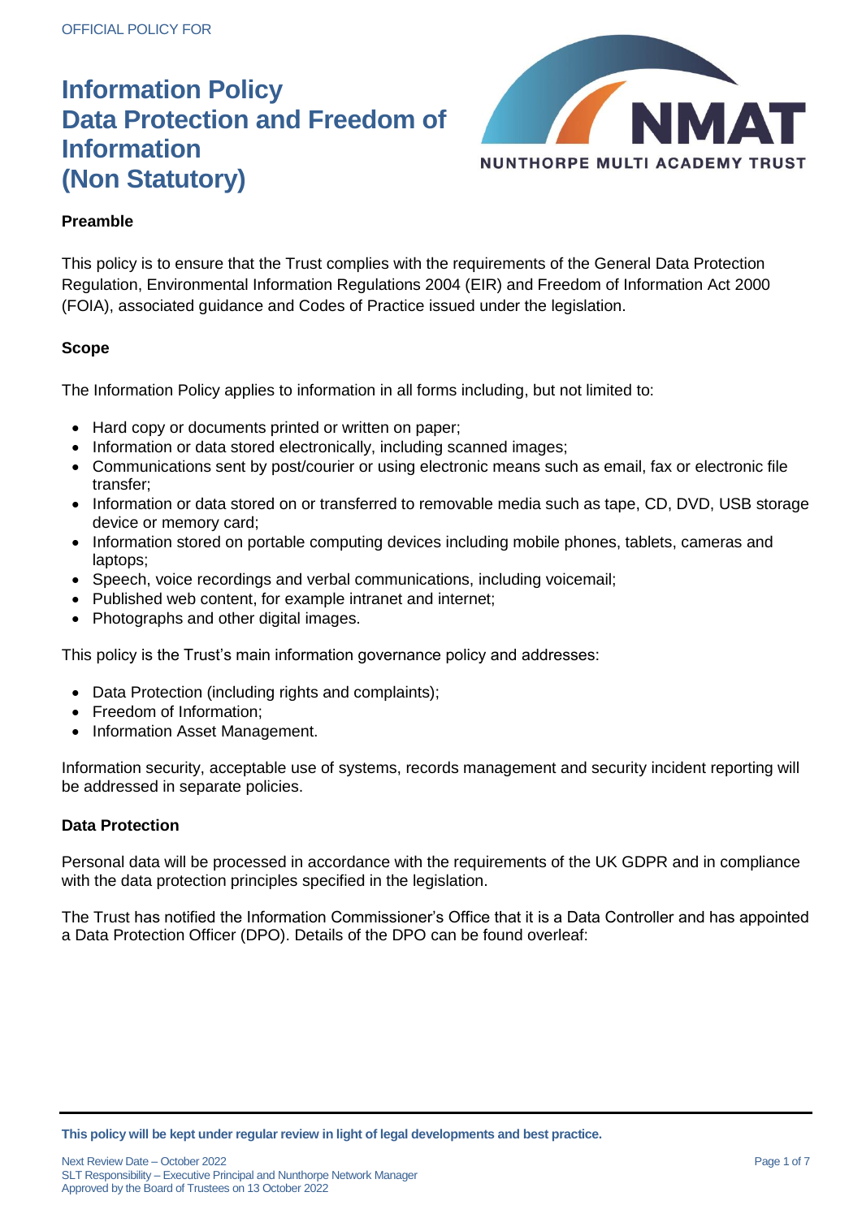OFFICIAL POLICY FOR

# Information Policy
# Data Protection and Freedom of Information
# (Non Statutory)

NMAT
NUNTHORPE MULTI ACADEMY TRUST

### Preamble

This policy is to ensure that the Trust complies with the requirements of the General Data Protection Regulation, Environmental Information Regulations 2004 (EIR) and Freedom of Information Act 2000 (FOIA), associated guidance and Codes of Practice issued under the legislation.

### Scope

The Information Policy applies to information in all forms including, but not limited to:

- Hard copy or documents printed or written on paper;
- Information or data stored electronically, including scanned images;
- Communications sent by post/courier or using electronic means such as email, fax or electronic file transfer;
- Information or data stored on or transferred to removable media such as tape, CD, DVD, USB storage device or memory card;
- Information stored on portable computing devices including mobile phones, tablets, cameras and laptops;
- Speech, voice recordings and verbal communications, including voicemail;
- Published web content, for example intranet and internet;
- Photographs and other digital images.

This policy is the Trust's main information governance policy and addresses:

- Data Protection (including rights and complaints);
- Freedom of Information;
- Information Asset Management.

Information security, acceptable use of systems, records management and security incident reporting will be addressed in separate policies.

### Data Protection

Personal data will be processed in accordance with the requirements of the UK GDPR and in compliance with the data protection principles specified in the legislation.

The Trust has notified the Information Commissioner's Office that it is a Data Controller and has appointed a Data Protection Officer (DPO). Details of the DPO can be found overleaf:

**This policy will be kept under regular review in light of legal developments and best practice.**

Next Review Date – October 2022
SLT Responsibility – Executive Principal and Nunthorpe Network Manager
Approved by the Board of Trustees on 13 October 2022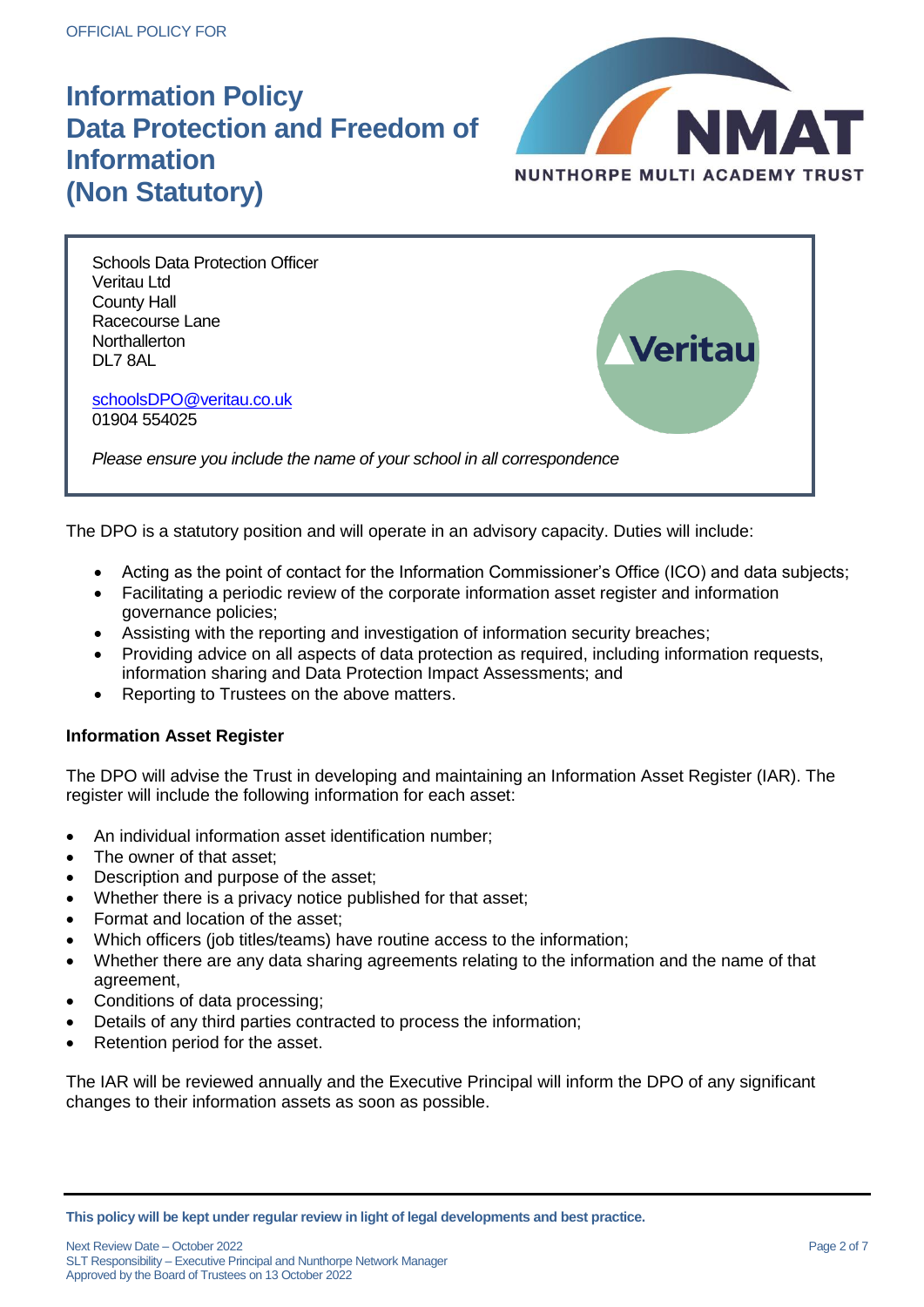Schools Data Protection Officer
Veritau Ltd
County Hall
Racecourse Lane
Northallerton
DL7 8AL

schoolsDPO@veritau.co.uk
01904 554025

*Please ensure you include the name of your school in all correspondence*

The DPO is a statutory position and will operate in an advisory capacity. Duties will include:

- Acting as the point of contact for the Information Commissioner's Office (ICO) and data subjects;
- Facilitating a periodic review of the corporate information asset register and information governance policies;
- Assisting with the reporting and investigation of information security breaches;
- Providing advice on all aspects of data protection as required, including information requests, information sharing and Data Protection Impact Assessments; and
- Reporting to Trustees on the above matters.

**Information Asset Register**

The DPO will advise the Trust in developing and maintaining an Information Asset Register (IAR). The register will include the following information for each asset:

- An individual information asset identification number;
- The owner of that asset;
- Description and purpose of the asset;
- Whether there is a privacy notice published for that asset;
- Format and location of the asset;
- Which officers (job titles/teams) have routine access to the information;
- Whether there are any data sharing agreements relating to the information and the name of that agreement,
- Conditions of data processing;
- Details of any third parties contracted to process the information;
- Retention period for the asset.

The IAR will be reviewed annually and the Executive Principal will inform the DPO of any significant changes to their information assets as soon as possible.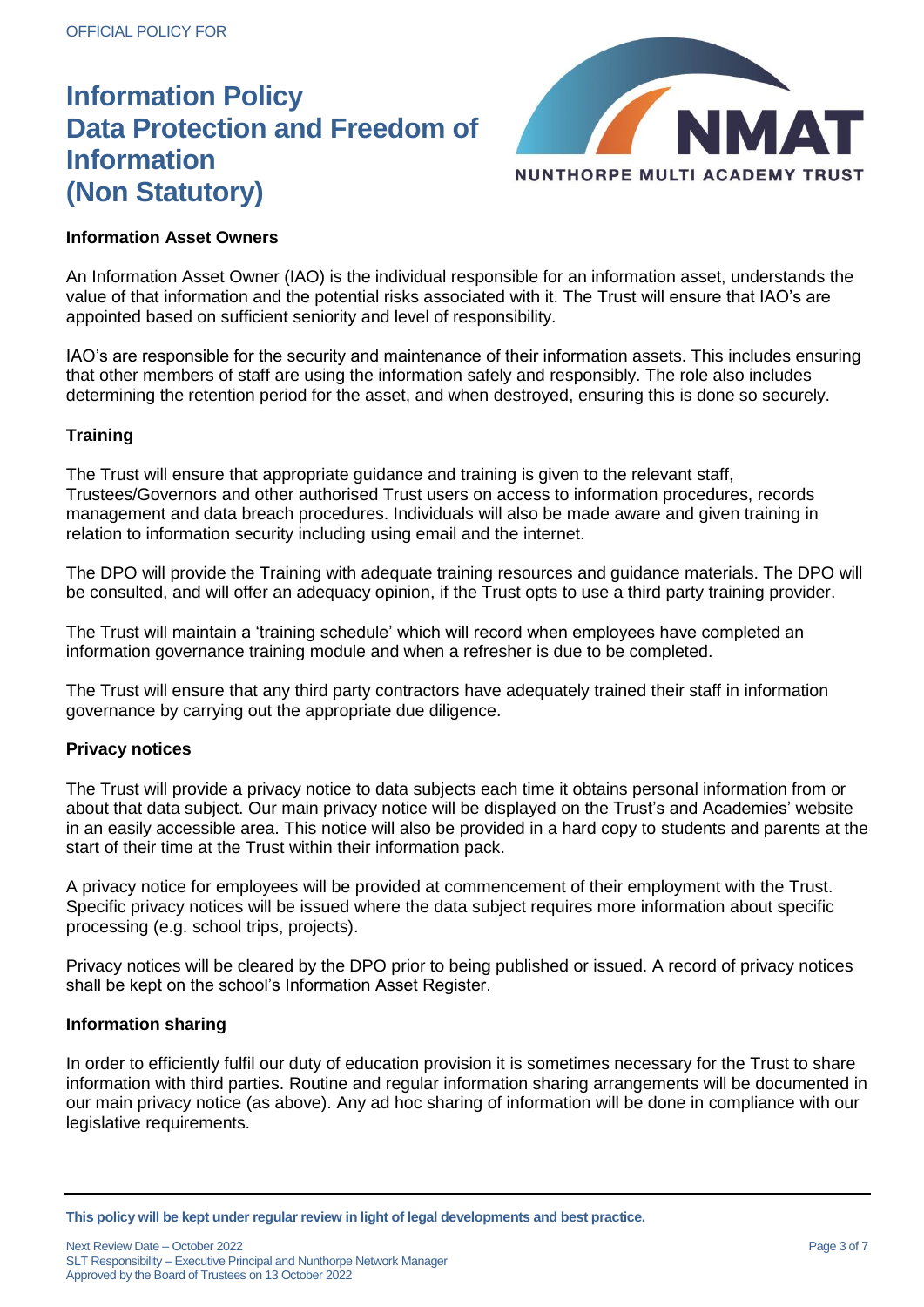### Information Asset Owners

An Information Asset Owner (IAO) is the individual responsible for an information asset, understands the value of that information and the potential risks associated with it. The Trust will ensure that IAO's are appointed based on sufficient seniority and level of responsibility.

IAO's are responsible for the security and maintenance of their information assets. This includes ensuring that other members of staff are using the information safely and responsibly. The role also includes determining the retention period for the asset, and when destroyed, ensuring this is done so securely.

### Training

The Trust will ensure that appropriate guidance and training is given to the relevant staff, Trustees/Governors and other authorised Trust users on access to information procedures, records management and data breach procedures. Individuals will also be made aware and given training in relation to information security including using email and the internet.

The DPO will provide the Training with adequate training resources and guidance materials. The DPO will be consulted, and will offer an adequacy opinion, if the Trust opts to use a third party training provider.

The Trust will maintain a 'training schedule' which will record when employees have completed an information governance training module and when a refresher is due to be completed.

The Trust will ensure that any third party contractors have adequately trained their staff in information governance by carrying out the appropriate due diligence.

### Privacy notices

The Trust will provide a privacy notice to data subjects each time it obtains personal information from or about that data subject. Our main privacy notice will be displayed on the Trust's and Academies' website in an easily accessible area. This notice will also be provided in a hard copy to students and parents at the start of their time at the Trust within their information pack.

A privacy notice for employees will be provided at commencement of their employment with the Trust. Specific privacy notices will be issued where the data subject requires more information about specific processing (e.g. school trips, projects).

Privacy notices will be cleared by the DPO prior to being published or issued. A record of privacy notices shall be kept on the school's Information Asset Register.

### Information sharing

In order to efficiently fulfil our duty of education provision it is sometimes necessary for the Trust to share information with third parties. Routine and regular information sharing arrangements will be documented in our main privacy notice (as above). Any ad hoc sharing of information will be done in compliance with our legislative requirements.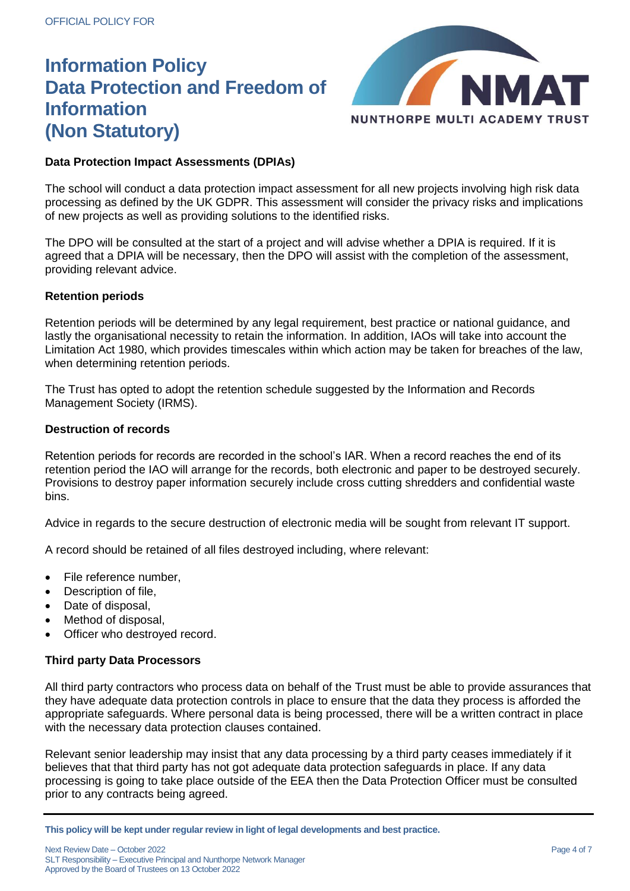## Data Protection Impact Assessments (DPIAs)

The school will conduct a data protection impact assessment for all new projects involving high risk data processing as defined by the UK GDPR. This assessment will consider the privacy risks and implications of new projects as well as providing solutions to the identified risks.

The DPO will be consulted at the start of a project and will advise whether a DPIA is required. If it is agreed that a DPIA will be necessary, then the DPO will assist with the completion of the assessment, providing relevant advice.

## Retention periods

Retention periods will be determined by any legal requirement, best practice or national guidance, and lastly the organisational necessity to retain the information. In addition, IAOs will take into account the Limitation Act 1980, which provides timescales within which action may be taken for breaches of the law, when determining retention periods.

The Trust has opted to adopt the retention schedule suggested by the Information and Records Management Society (IRMS).

## Destruction of records

Retention periods for records are recorded in the school's IAR. When a record reaches the end of its retention period the IAO will arrange for the records, both electronic and paper to be destroyed securely. Provisions to destroy paper information securely include cross cutting shredders and confidential waste bins.

Advice in regards to the secure destruction of electronic media will be sought from relevant IT support.

A record should be retained of all files destroyed including, where relevant:

- File reference number,
- Description of file,
- Date of disposal,
- Method of disposal,
- Officer who destroyed record.

## Third party Data Processors

All third party contractors who process data on behalf of the Trust must be able to provide assurances that they have adequate data protection controls in place to ensure that the data they process is afforded the appropriate safeguards. Where personal data is being processed, there will be a written contract in place with the necessary data protection clauses contained.

Relevant senior leadership may insist that any data processing by a third party ceases immediately if it believes that that third party has not got adequate data protection safeguards in place. If any data processing is going to take place outside of the EEA then the Data Protection Officer must be consulted prior to any contracts being agreed.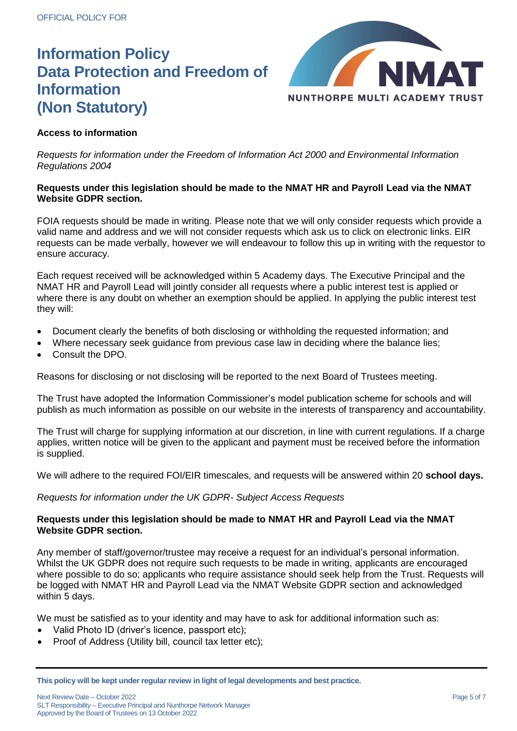**Access to information**

*Requests for information under the Freedom of Information Act 2000 and Environmental Information Regulations 2004*

**Requests under this legislation should be made to the NMAT HR and Payroll Lead via the NMAT Website GDPR section.**

FOIA requests should be made in writing. Please note that we will only consider requests which provide a valid name and address and we will not consider requests which ask us to click on electronic links. EIR requests can be made verbally, however we will endeavour to follow this up in writing with the requestor to ensure accuracy.

Each request received will be acknowledged within 5 Academy days. The Executive Principal and the NMAT HR and Payroll Lead will jointly consider all requests where a public interest test is applied or where there is any doubt on whether an exemption should be applied. In applying the public interest test they will:

- Document clearly the benefits of both disclosing or withholding the requested information; and
- Where necessary seek guidance from previous case law in deciding where the balance lies;
- Consult the DPO.

Reasons for disclosing or not disclosing will be reported to the next Board of Trustees meeting.

The Trust have adopted the Information Commissioner's model publication scheme for schools and will publish as much information as possible on our website in the interests of transparency and accountability.

The Trust will charge for supplying information at our discretion, in line with current regulations. If a charge applies, written notice will be given to the applicant and payment must be received before the information is supplied.

We will adhere to the required FOI/EIR timescales, and requests will be answered within 20 **school days.**

*Requests for information under the UK GDPR- Subject Access Requests*

**Requests under this legislation should be made to NMAT HR and Payroll Lead via the NMAT Website GDPR section.**

Any member of staff/governor/trustee may receive a request for an individual's personal information. Whilst the UK GDPR does not require such requests to be made in writing, applicants are encouraged where possible to do so; applicants who require assistance should seek help from the Trust. Requests will be logged with NMAT HR and Payroll Lead via the NMAT Website GDPR section and acknowledged within 5 days.

We must be satisfied as to your identity and may have to ask for additional information such as:

- Valid Photo ID (driver's licence, passport etc);
- Proof of Address (Utility bill, council tax letter etc);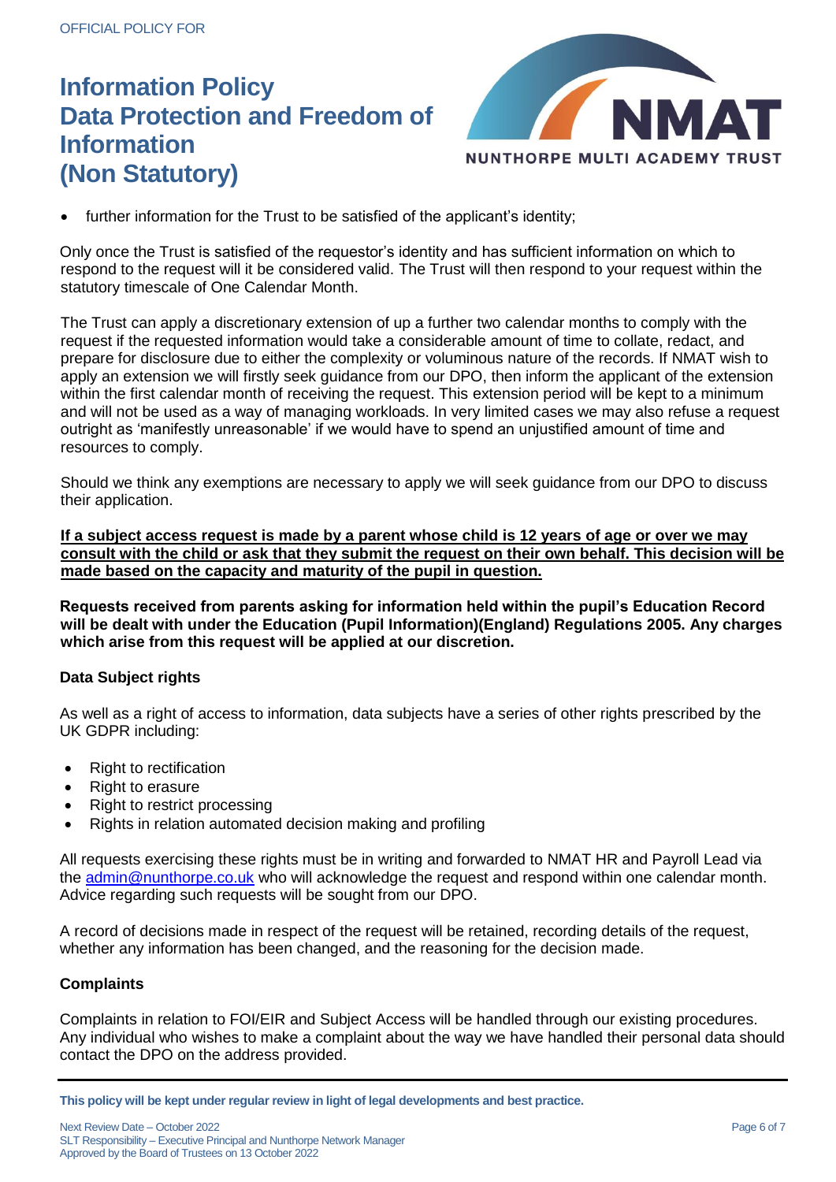- further information for the Trust to be satisfied of the applicant's identity;

Only once the Trust is satisfied of the requestor's identity and has sufficient information on which to respond to the request will it be considered valid. The Trust will then respond to your request within the statutory timescale of One Calendar Month.

The Trust can apply a discretionary extension of up a further two calendar months to comply with the request if the requested information would take a considerable amount of time to collate, redact, and prepare for disclosure due to either the complexity or voluminous nature of the records. If NMAT wish to apply an extension we will firstly seek guidance from our DPO, then inform the applicant of the extension within the first calendar month of receiving the request. This extension period will be kept to a minimum and will not be used as a way of managing workloads. In very limited cases we may also refuse a request outright as 'manifestly unreasonable' if we would have to spend an unjustified amount of time and resources to comply.

Should we think any exemptions are necessary to apply we will seek guidance from our DPO to discuss their application.

**If a subject access request is made by a parent whose child is 12 years of age or over we may consult with the child or ask that they submit the request on their own behalf. This decision will be made based on the capacity and maturity of the pupil in question.**

**Requests received from parents asking for information held within the pupil's Education Record will be dealt with under the Education (Pupil Information)(England) Regulations 2005. Any charges which arise from this request will be applied at our discretion.**

**Data Subject rights**

As well as a right of access to information, data subjects have a series of other rights prescribed by the UK GDPR including:

- Right to rectification
- Right to erasure
- Right to restrict processing
- Rights in relation automated decision making and profiling

All requests exercising these rights must be in writing and forwarded to NMAT HR and Payroll Lead via the admin@nunthorpe.co.uk who will acknowledge the request and respond within one calendar month. Advice regarding such requests will be sought from our DPO.

A record of decisions made in respect of the request will be retained, recording details of the request, whether any information has been changed, and the reasoning for the decision made.

**Complaints**

Complaints in relation to FOI/EIR and Subject Access will be handled through our existing procedures. Any individual who wishes to make a complaint about the way we have handled their personal data should contact the DPO on the address provided.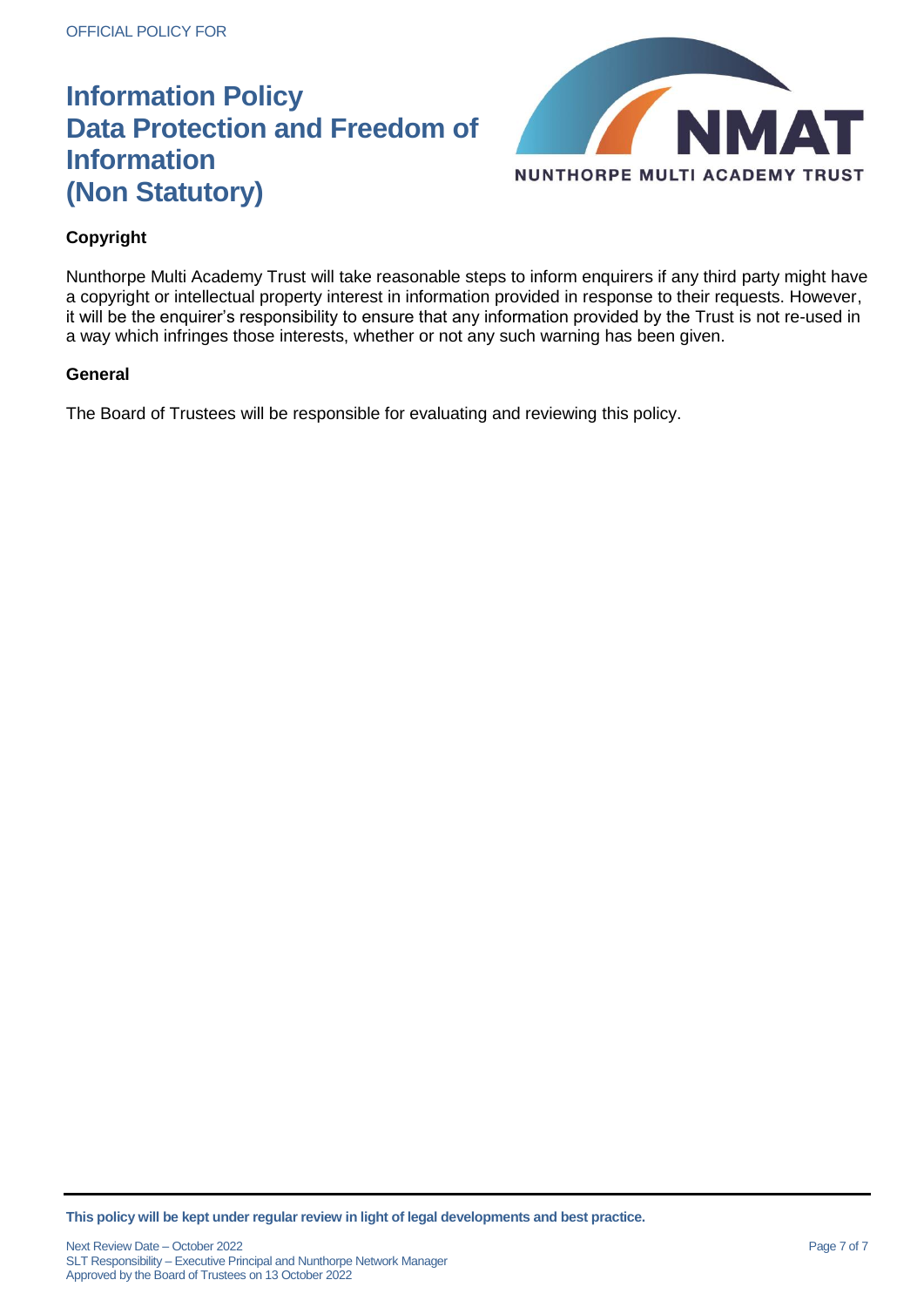### Copyright

Nunthorpe Multi Academy Trust will take reasonable steps to inform enquirers if any third party might have a copyright or intellectual property interest in information provided in response to their requests. However, it will be the enquirer's responsibility to ensure that any information provided by the Trust is not re-used in a way which infringes those interests, whether or not any such warning has been given.

### General

The Board of Trustees will be responsible for evaluating and reviewing this policy.